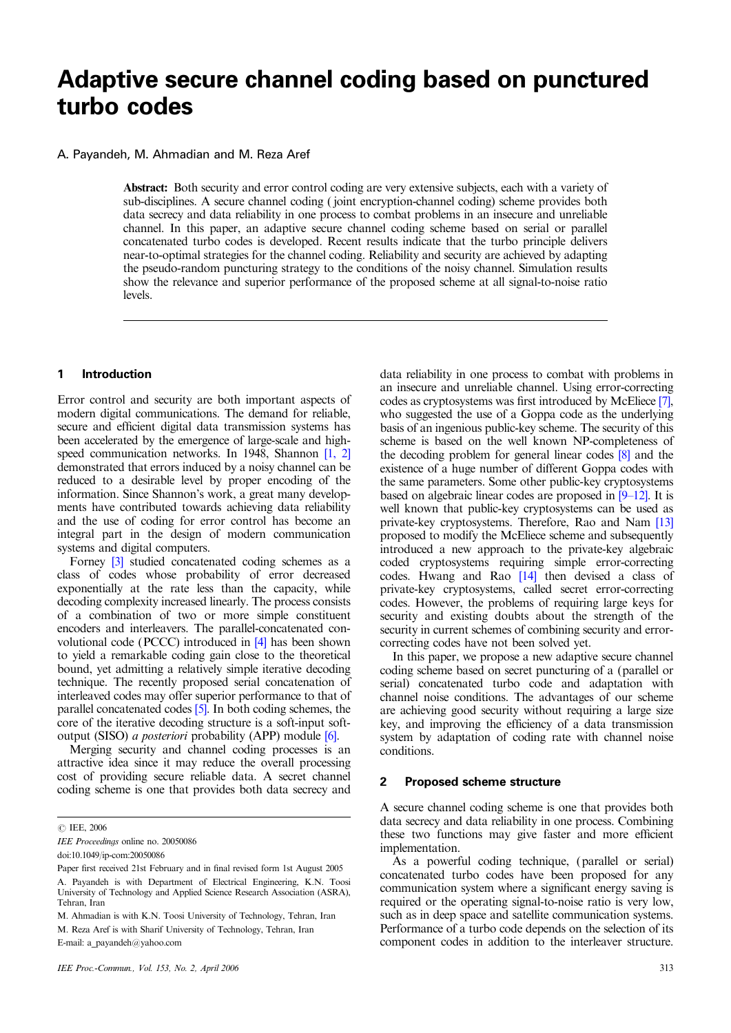# Adaptive secure channel coding based on punctured turbo codes

A. Payandeh, M. Ahmadian and M. Reza Aref

**Abstract:** Both security and error control coding are very extensive subjects, each with a variety of sub-disciplines. A secure channel coding (joint encryption-channel coding) scheme provides both data secrecy and data reliability in one process to combat problems in an insecure and unreliable channel. In this paper, an adaptive secure channel coding scheme based on serial or parallel concatenated turbo codes is developed. Recent results indicate that the turbo principle delivers near-to-optimal strategies for the channel coding. Reliability and security are achieved by adapting the pseudo-random puncturing strategy to the conditions of the noisy channel. Simulation results show the relevance and superior performance of the proposed scheme at all signal-to-noise ratio levels.

## 1 Introduction

Error control and security are both important aspects of modern digital communications. The demand for reliable, secure and efficient digital data transmission systems has been accelerated by the emergence of large-scale and high-speed communication networks. In 1948, Shannon [1, 2] demonstrated that errors induced by a noisy channel can be reduced to a desirable level by proper encoding of the information. Since Shannon's work, a great many developments have contributed towards achieving data reliability and the use of coding for error control has become an integral part in the design of modern communication systems and digital computers.

Forney [3] studied concatenated coding schemes as a class of codes whose probability of error decreased exponentially at the rate less than the capacity, while decoding complexity increased linearly. The process consists of a combination of two or more simple constituent encoders and interleavers. The parallel-concatenated convolutional code (PCCC) introduced in [4] has been shown to yield a remarkable coding gain close to the theoretical bound, yet admitting a relatively simple iterative decoding technique. The recently proposed serial concatenation of interleaved codes may offer superior performance to that of parallel concatenated codes [5]. In both coding schemes, the core of the iterative decoding structure is a soft-input soft-output (SISO) *a posteriori* probability (APP) module [6].

Merging security and channel coding processes is an attractive idea since it may reduce the overall processing cost of providing secure reliable data. A secret channel coding scheme is one that provides both data secrecy and data reliability in one process to combat with problems in an insecure and unreliable channel. Using error-correcting codes as cryptosystems was first introduced by McEliece [7], who suggested the use of a Goppa code as the underlying basis of an ingenious public-key scheme. The security of this scheme is based on the well known NP-completeness of the decoding problem for general linear codes [8] and the existence of a huge number of different Goppa codes with the same parameters. Some other public-key cryptosystems based on algebraic linear codes are proposed in [9–12]. It is well known that public-key cryptosystems can be used as private-key cryptosystems. Therefore, Rao and Nam [13] proposed to modify the McEliece scheme and subsequently introduced a new approach to the private-key algebraic coded cryptosystems requiring simple error-correcting codes. Hwang and Rao [14] then devised a class of private-key cryptosystems, called secret error-correcting codes. However, the problems of requiring large keys for security and existing doubts about the strength of the security in current schemes of combining security and error-correcting codes have not been solved yet.

In this paper, we propose a new adaptive secure channel coding scheme based on secret puncturing of a (parallel or serial) concatenated turbo code and adaptation with channel noise conditions. The advantages of our scheme are achieving good security without requiring a large size key, and improving the efficiency of a data transmission system by adaptation of coding rate with channel noise conditions.

## 2 Proposed scheme structure

A secure channel coding scheme is one that provides both data secrecy and data reliability in one process. Combining these two functions may give faster and more efficient implementation.

As a powerful coding technique, (parallel or serial) concatenated turbo codes have been proposed for any communication system where a significant energy saving is required or the operating signal-to-noise ratio is very low, such as in deep space and satellite communication systems. Performance of a turbo code depends on the selection of its component codes in addition to the interleaver structure.

© IEE, 2006

*IEE Proceedings* online no. 20050086

doi:10.1049/ip-com:20050086

Paper first received 21st February and in final revised form 1st August 2005

A. Payandeh is with Department of Electrical Engineering, K.N. Toosi University of Technology and Applied Science Research Association (ASRA), Tehran, Iran

M. Ahmadian is with K.N. Toosi University of Technology, Tehran, Iran

M. Reza Aref is with Sharif University of Technology, Tehran, Iran

E-mail: a_payandeh@yahoo.com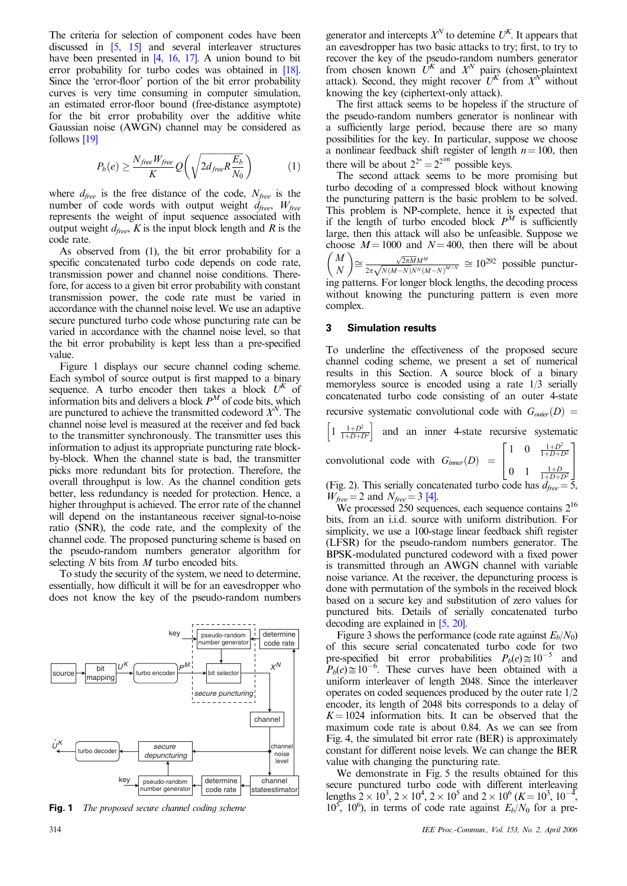The criteria for selection of component codes have been discussed in [5, 15] and several interleaver structures have been presented in [4, 16, 17]. A union bound to bit error probability for turbo codes was obtained in [18]. Since the 'error-floor' portion of the bit error probability curves is very time consuming in computer simulation, an estimated error-floor bound (free-distance asymptote) for the bit error probability over the additive white Gaussian noise (AWGN) channel may be considered as follows [19]

$$P_b(e) \geq \frac{N_{free} W_{free}}{K} Q\left(\sqrt{2 d_{free} R \frac{E_b}{N_0}}\right) \tag{1}$$

where $d_{free}$ is the free distance of the code, $N_{free}$ is the number of code words with output weight $d_{free}$, $W_{free}$ represents the weight of input sequence associated with output weight $d_{free}$, $K$ is the input block length and $R$ is the code rate.

As observed from (1), the bit error probability for a specific concatenated turbo code depends on code rate, transmission power and channel noise conditions. Therefore, for access to a given bit error probability with constant transmission power, the code rate must be varied in accordance with the channel noise level. We use an adaptive secure punctured turbo code whose puncturing rate can be varied in accordance with the channel noise level, so that the bit error probability is kept less than a pre-specified value.

Figure 1 displays our secure channel coding scheme. Each symbol of source output is first mapped to a binary sequence. A turbo encoder then takes a block $U^K$ of information bits and delivers a block $P^M$ of code bits, which are punctured to achieve the transmitted codeword $X^N$. The channel noise level is measured at the receiver and fed back to the transmitter synchronously. The transmitter uses this information to adjust its appropriate puncturing rate block-by-block. When the channel state is bad, the transmitter picks more redundant bits for protection. Therefore, the overall throughput is low. As the channel condition gets better, less redundancy is needed for protection. Hence, a higher throughput is achieved. The error rate of the channel will depend on the instantaneous receiver signal-to-noise ratio (SNR), the code rate, and the complexity of the channel code. The proposed puncturing scheme is based on the pseudo-random numbers generator algorithm for selecting $N$ bits from $M$ turbo encoded bits.

To study the security of the system, we need to determine, essentially, how difficult it will be for an eavesdropper who does not know the key of the pseudo-random numbers generator and intercepts $X^N$ to deteminе $U^K$. It appears that an eavesdropper has two basic attacks to try; first, to try to recover the key of the pseudo-random numbers generator from chosen known $U^K$ and $X^N$ pairs (chosen-plaintext attack). Second, they might recover $U^K$ from $X^N$ without knowing the key (ciphertext-only attack).

**Fig. 1** *The proposed secure channel coding scheme*

The first attack seems to be hopeless if the structure of the pseudo-random numbers generator is nonlinear with a sufficiently large period, because there are so many possibilities for the key. In particular, suppose we choose a nonlinear feedback shift register of length $n = 100$, then there will be about $2^{2^n} = 2^{2^{100}}$ possible keys.

The second attack seems to be more promising but turbo decoding of a compressed block without knowing the puncturing pattern is the basic problem to be solved. This problem is NP-complete, hence it is expected that if the length of turbo encoded block $P^M$ is sufficiently large, then this attack will also be unfeasible. Suppose we choose $M = 1000$ and $N = 400$, then there will be about $\binom{M}{N} \cong \frac{\sqrt{2\pi M} M^M}{2\pi\sqrt{N(M-N)} N^N (M-N)^{M-N}} \cong 10^{292}$ possible puncturing patterns. For longer block lengths, the decoding process without knowing the puncturing pattern is even more complex.

## 3 Simulation results

To underline the effectiveness of the proposed secure channel coding scheme, we present a set of numerical results in this Section. A source block of a binary memoryless source is encoded using a rate 1/3 serially concatenated turbo code consisting of an outer 4-state recursive systematic convolutional code with $G_{outer}(D) = \left[1 \;\; \frac{1+D^2}{1+D+D^2}\right]$ and an inner 4-state recursive systematic convolutional code with $G_{inner}(D) = \begin{bmatrix} 1 & 0 & \frac{1+D^2}{1+D+D^2} \\ 0 & 1 & \frac{1+D}{1+D+D^2} \end{bmatrix}$ (Fig. 2). This serially concatenated turbo code has $d_{free} = 5$, $W_{free} = 2$ and $N_{free} = 3$ [4].

We processed 250 sequences, each sequence contains $2^{16}$ bits, from an i.i.d. source with uniform distribution. For simplicity, we use a 100-stage linear feedback shift register (LFSR) for the pseudo-random numbers generator. The BPSK-modulated punctured codeword with a fixed power is transmitted through an AWGN channel with variable noise variance. At the receiver, the depuncturing process is done with permutation of the symbols in the received block based on a secure key and substitution of zero values for punctured bits. Details of serially concatenated turbo decoding are explained in [5, 20].

Figure 3 shows the performance (code rate against $E_b/N_0$) of this secure serial concatenated turbo code for two pre-specified bit error probabilities $P_b(e) \cong 10^{-5}$ and $P_b(e) \cong 10^{-6}$. These curves have been obtained with a uniform interleaver of length 2048. Since the interleaver operates on coded sequences produced by the outer rate 1/2 encoder, its length of 2048 bits corresponds to a delay of $K = 1024$ information bits. It can be observed that the maximum code rate is about 0.84. As we can see from Fig. 4, the simulated bit error rate (BER) is approximately constant for different noise levels. We can change the BER value with changing the puncturing rate.

We demonstrate in Fig. 5 the results obtained for this secure punctured turbo code with different interleaving lengths $2 \times 10^3$, $2 \times 10^4$, $2 \times 10^5$ and $2 \times 10^6$ ($K = 10^3$, $10^{-4}$, $10^5$, $10^6$), in terms of code rate against $E_b/N_0$ for a pre-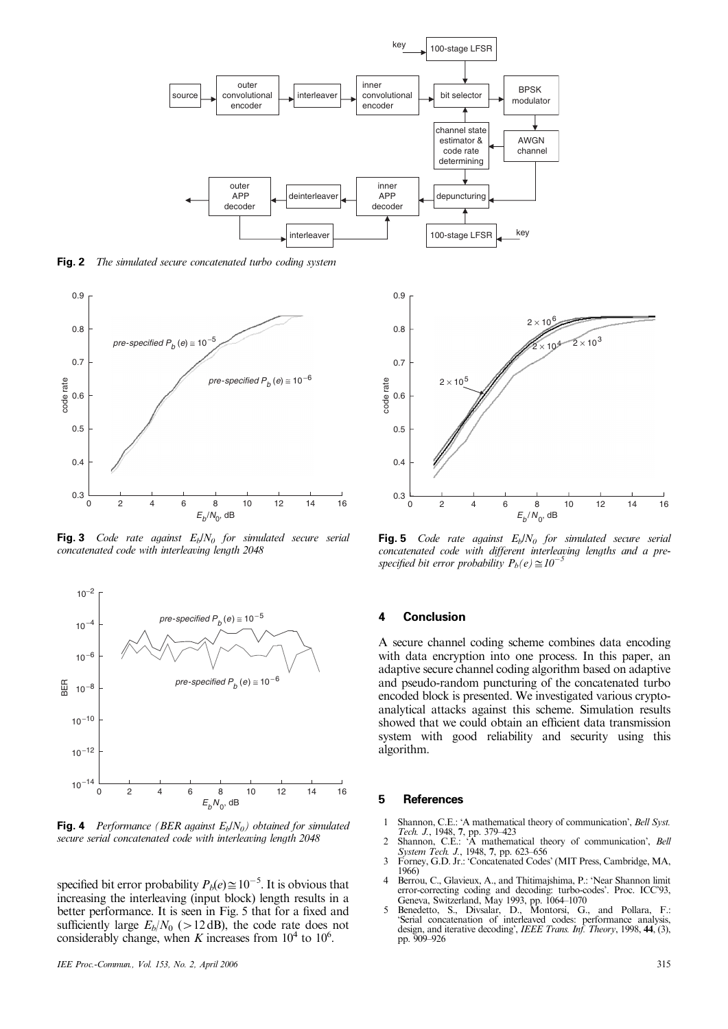**Fig. 2** *The simulated secure concatenated turbo coding system*

**Fig. 3** *Code rate against $E_b/N_0$ for simulated secure serial concatenated code with interleaving length 2048*

**Fig. 4** *Performance (BER against $E_b/N_0$) obtained for simulated secure serial concatenated code with interleaving length 2048*

specified bit error probability $P_b(e) \cong 10^{-5}$. It is obvious that increasing the interleaving (input block) length results in a better performance. It is seen in Fig. 5 that for a fixed and sufficiently large $E_b/N_0$ (>12 dB), the code rate does not considerably change, when $K$ increases from $10^4$ to $10^6$.

**Fig. 5** *Code rate against $E_b/N_0$ for simulated secure serial concatenated code with different interleaving lengths and a pre-specified bit error probability $P_b(e) \cong 10^{-5}$*

## 4 Conclusion

A secure channel coding scheme combines data encoding with data encryption into one process. In this paper, an adaptive secure channel coding algorithm based on adaptive and pseudo-random puncturing of the concatenated turbo encoded block is presented. We investigated various crypto-analytical attacks against this scheme. Simulation results showed that we could obtain an efficient data transmission system with good reliability and security using this algorithm.

## 5 References

1. Shannon, C.E.: 'A mathematical theory of communication', *Bell Syst. Tech. J.*, 1948, **7**, pp. 379–423
2. Shannon, C.E.: 'A mathematical theory of communication', *Bell System Tech. J.*, 1948, **7**, pp. 623–656
3. Forney, G.D. Jr.: 'Concatenated Codes' (MIT Press, Cambridge, MA, 1966)
4. Berrou, C., Glavieux, A., and Thitimajshima, P.: 'Near Shannon limit error-correcting coding and decoding: turbo-codes'. Proc. ICC'93, Geneva, Switzerland, May 1993, pp. 1064–1070
5. Benedetto, S., Divsalar, D., Montorsi, G., and Pollara, F.: 'Serial concatenation of interleaved codes: performance analysis, design, and iterative decoding', *IEEE Trans. Inf. Theory*, 1998, **44**, (3), pp. 909–926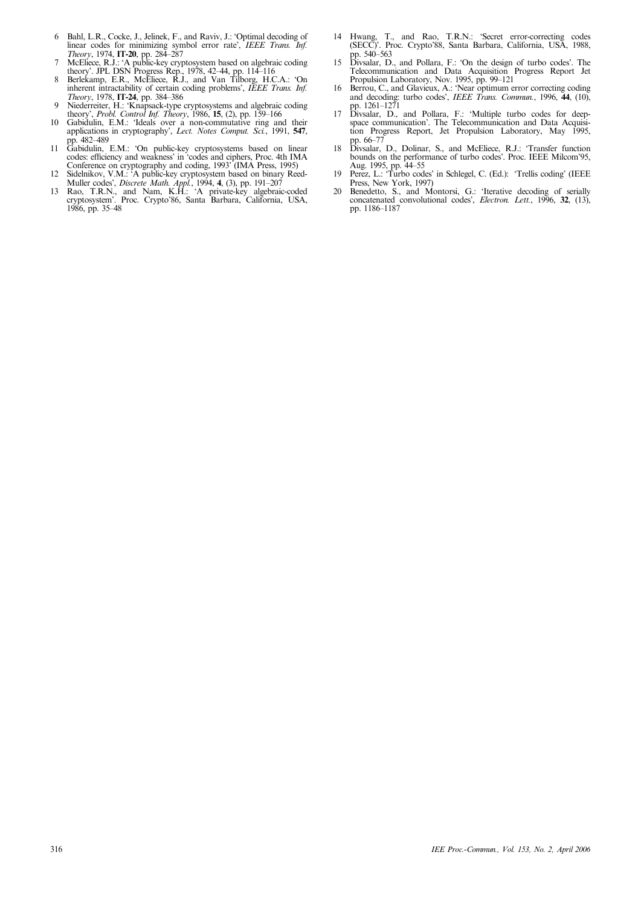6 Bahl, L.R., Cocke, J., Jelinek, F., and Raviv, J.: 'Optimal decoding of linear codes for minimizing symbol error rate', *IEEE Trans. Inf. Theory*, 1974, **IT-20**, pp. 284–287

7 McEliece, R.J.: 'A public-key cryptosystem based on algebraic coding theory'. JPL DSN Progress Rep., 1978, 42–44, pp. 114–116

8 Berlekamp, E.R., McEliece, R.J., and Van Tilborg, H.C.A.: 'On inherent intractability of certain coding problems', *IEEE Trans. Inf. Theory*, 1978, **IT-24**, pp. 384–386

9 Niederreiter, H.: 'Knapsack-type cryptosystems and algebraic coding theory', *Probl. Control Inf. Theory*, 1986, **15**, (2), pp. 159–166

10 Gabidulin, E.M.: 'Ideals over a non-commutative ring and their applications in cryptography', *Lect. Notes Comput. Sci.*, 1991, **547**, pp. 482–489

11 Gabidulin, E.M.: 'On public-key cryptosystems based on linear codes: efficiency and weakness' in 'codes and ciphers, Proc. 4th IMA Conference on cryptography and coding, 1993' (IMA Press, 1995)

12 Sidelnikov, V.M.: 'A public-key cryptosystem based on binary Reed-Muller codes', *Discrete Math. Appl.*, 1994, **4**, (3), pp. 191–207

13 Rao, T.R.N., and Nam, K.H.: 'A private-key algebraic-coded cryptosystem'. Proc. Crypto'86, Santa Barbara, California, USA, 1986, pp. 35–48

14 Hwang, T., and Rao, T.R.N.: 'Secret error-correcting codes (SECC)'. Proc. Crypto'88, Santa Barbara, California, USA, 1988, pp. 540–563

15 Divsalar, D., and Pollara, F.: 'On the design of turbo codes'. The Telecommunication and Data Acquisition Progress Report Jet Propulsion Laboratory, Nov. 1995, pp. 99–121

16 Berrou, C., and Glavieux, A.: 'Near optimum error correcting coding and decoding: turbo codes', *IEEE Trans. Commun.*, 1996, **44**, (10), pp. 1261–1271

17 Divsalar, D., and Pollara, F.: 'Multiple turbo codes for deep-space communication'. The Telecommunication and Data Acquisition Progress Report, Jet Propulsion Laboratory, May 1995, pp. 66–77

18 Divsalar, D., Dolinar, S., and McEliece, R.J.: 'Transfer function bounds on the performance of turbo codes'. Proc. IEEE Milcom'95, Aug. 1995, pp. 44–55

19 Perez, L.: 'Turbo codes' in Schlegel, C. (Ed.): 'Trellis coding' (IEEE Press, New York, 1997)

20 Benedetto, S., and Montorsi, G.: 'Iterative decoding of serially concatenated convolutional codes', *Electron. Lett.*, 1996, **32**, (13), pp. 1186–1187